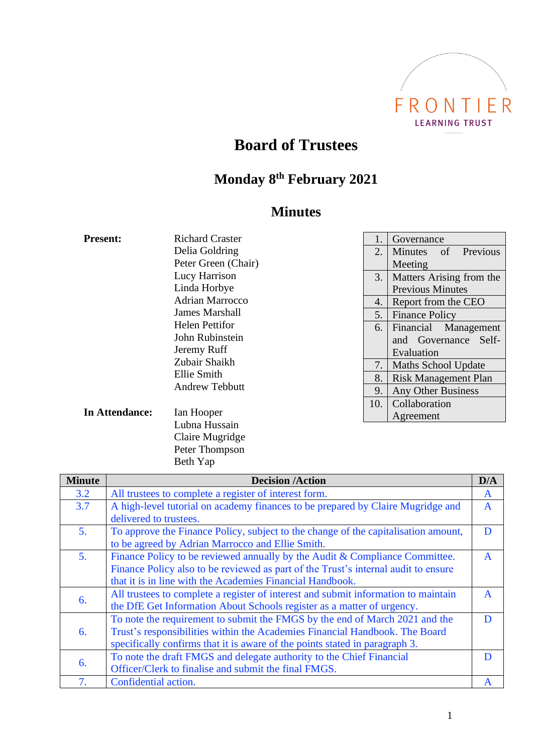FRONTIER
LEARNING TRUST

# Board of Trustees

## Monday 8th February 2021

## Minutes

**Present:**

Richard Craster
Delia Goldring
Peter Green (Chair)
Lucy Harrison
Linda Horbye
Adrian Marrocco
James Marshall
Helen Pettifor
John Rubinstein
Jeremy Ruff
Zubair Shaikh
Ellie Smith
Andrew Tebbutt

**In Attendance:**

Ian Hooper
Lubna Hussain
Claire Mugridge
Peter Thompson
Beth Yap

| | |
|---|---|
| 1. | Governance |
| 2. | Minutes of Previous Meeting |
| 3. | Matters Arising from the Previous Minutes |
| 4. | Report from the CEO |
| 5. | Finance Policy |
| 6. | Financial Management and Governance Self-Evaluation |
| 7. | Maths School Update |
| 8. | Risk Management Plan |
| 9. | Any Other Business |
| 10. | Collaboration Agreement |

| Minute | Decision /Action | D/A |
|---|---|---|
| 3.2 | All trustees to complete a register of interest form. | A |
| 3.7 | A high-level tutorial on academy finances to be prepared by Claire Mugridge and delivered to trustees. | A |
| 5. | To approve the Finance Policy, subject to the change of the capitalisation amount, to be agreed by Adrian Marrocco and Ellie Smith. | D |
| 5. | Finance Policy to be reviewed annually by the Audit & Compliance Committee. Finance Policy also to be reviewed as part of the Trust's internal audit to ensure that it is in line with the Academies Financial Handbook. | A |
| 6. | All trustees to complete a register of interest and submit information to maintain the DfE Get Information About Schools register as a matter of urgency. | A |
| 6. | To note the requirement to submit the FMGS by the end of March 2021 and the Trust's responsibilities within the Academies Financial Handbook. The Board specifically confirms that it is aware of the points stated in paragraph 3. | D |
| 6. | To note the draft FMGS and delegate authority to the Chief Financial Officer/Clerk to finalise and submit the final FMGS. | D |
| 7. | Confidential action. | A |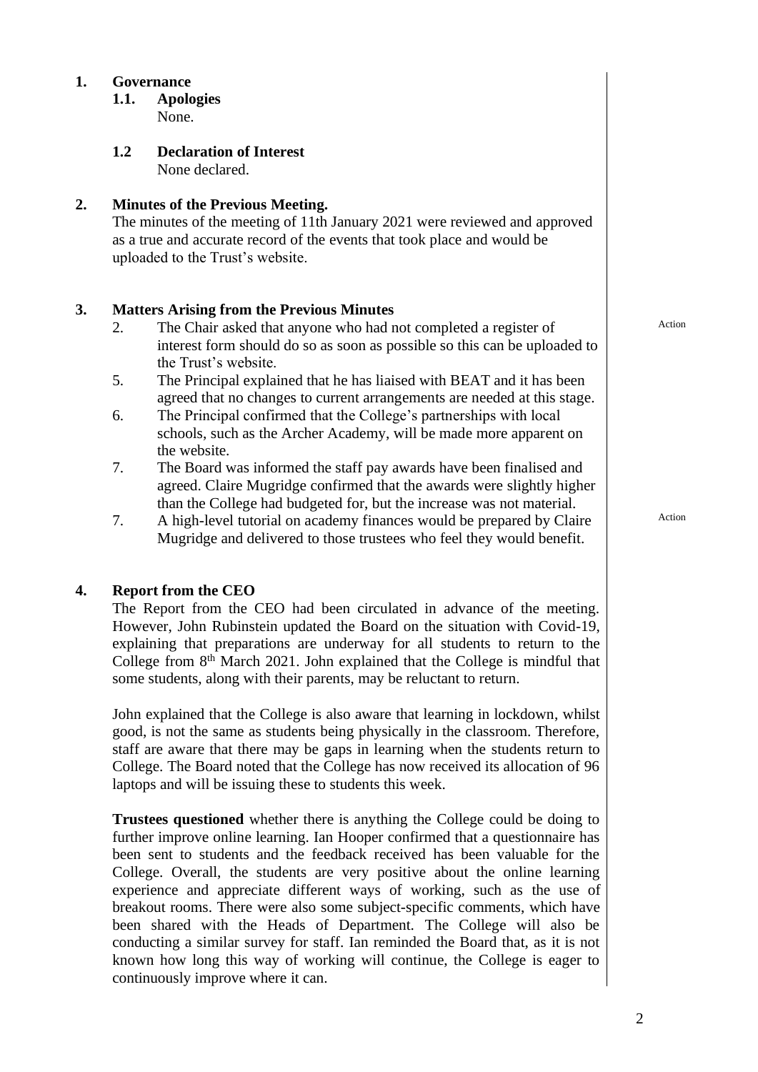## 1. Governance

### 1.1. Apologies

None.

### 1.2 Declaration of Interest

None declared.

## 2. Minutes of the Previous Meeting.

The minutes of the meeting of 11th January 2021 were reviewed and approved as a true and accurate record of the events that took place and would be uploaded to the Trust's website.

## 3. Matters Arising from the Previous Minutes

2. The Chair asked that anyone who had not completed a register of interest form should do so as soon as possible so this can be uploaded to the Trust's website. — Action
5. The Principal explained that he has liaised with BEAT and it has been agreed that no changes to current arrangements are needed at this stage.
6. The Principal confirmed that the College's partnerships with local schools, such as the Archer Academy, will be made more apparent on the website.
7. The Board was informed the staff pay awards have been finalised and agreed. Claire Mugridge confirmed that the awards were slightly higher than the College had budgeted for, but the increase was not material.
7. A high-level tutorial on academy finances would be prepared by Claire Mugridge and delivered to those trustees who feel they would benefit. — Action

## 4. Report from the CEO

The Report from the CEO had been circulated in advance of the meeting. However, John Rubinstein updated the Board on the situation with Covid-19, explaining that preparations are underway for all students to return to the College from 8th March 2021. John explained that the College is mindful that some students, along with their parents, may be reluctant to return.

John explained that the College is also aware that learning in lockdown, whilst good, is not the same as students being physically in the classroom. Therefore, staff are aware that there may be gaps in learning when the students return to College. The Board noted that the College has now received its allocation of 96 laptops and will be issuing these to students this week.

**Trustees questioned** whether there is anything the College could be doing to further improve online learning. Ian Hooper confirmed that a questionnaire has been sent to students and the feedback received has been valuable for the College. Overall, the students are very positive about the online learning experience and appreciate different ways of working, such as the use of breakout rooms. There were also some subject-specific comments, which have been shared with the Heads of Department. The College will also be conducting a similar survey for staff. Ian reminded the Board that, as it is not known how long this way of working will continue, the College is eager to continuously improve where it can.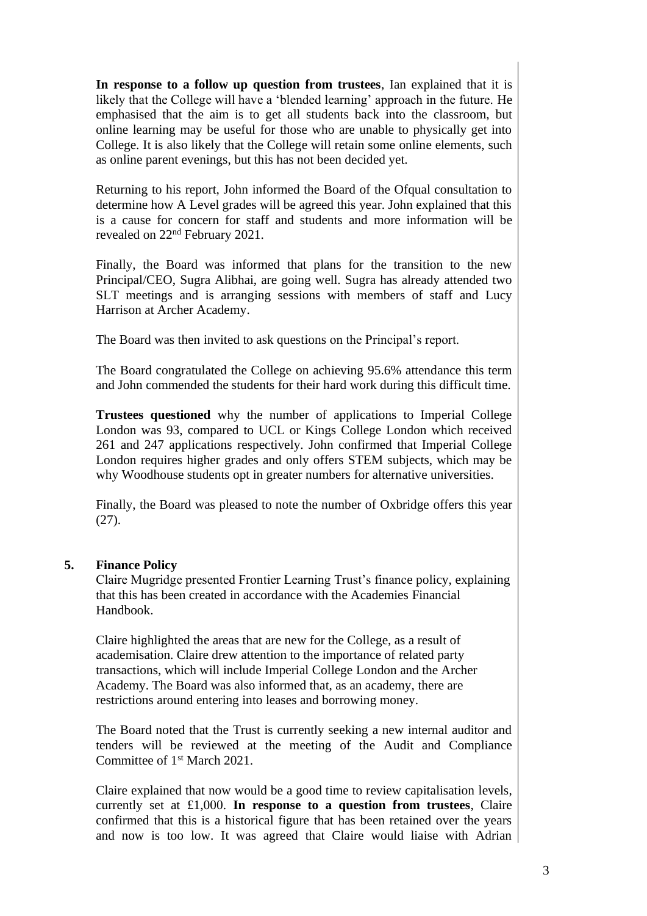**In response to a follow up question from trustees**, Ian explained that it is likely that the College will have a 'blended learning' approach in the future. He emphasised that the aim is to get all students back into the classroom, but online learning may be useful for those who are unable to physically get into College. It is also likely that the College will retain some online elements, such as online parent evenings, but this has not been decided yet.

Returning to his report, John informed the Board of the Ofqual consultation to determine how A Level grades will be agreed this year. John explained that this is a cause for concern for staff and students and more information will be revealed on 22nd February 2021.

Finally, the Board was informed that plans for the transition to the new Principal/CEO, Sugra Alibhai, are going well. Sugra has already attended two SLT meetings and is arranging sessions with members of staff and Lucy Harrison at Archer Academy.

The Board was then invited to ask questions on the Principal's report.

The Board congratulated the College on achieving 95.6% attendance this term and John commended the students for their hard work during this difficult time.

**Trustees questioned** why the number of applications to Imperial College London was 93, compared to UCL or Kings College London which received 261 and 247 applications respectively. John confirmed that Imperial College London requires higher grades and only offers STEM subjects, which may be why Woodhouse students opt in greater numbers for alternative universities.

Finally, the Board was pleased to note the number of Oxbridge offers this year (27).

## 5. Finance Policy

Claire Mugridge presented Frontier Learning Trust's finance policy, explaining that this has been created in accordance with the Academies Financial Handbook.

Claire highlighted the areas that are new for the College, as a result of academisation. Claire drew attention to the importance of related party transactions, which will include Imperial College London and the Archer Academy. The Board was also informed that, as an academy, there are restrictions around entering into leases and borrowing money.

The Board noted that the Trust is currently seeking a new internal auditor and tenders will be reviewed at the meeting of the Audit and Compliance Committee of 1st March 2021.

Claire explained that now would be a good time to review capitalisation levels, currently set at £1,000. **In response to a question from trustees**, Claire confirmed that this is a historical figure that has been retained over the years and now is too low. It was agreed that Claire would liaise with Adrian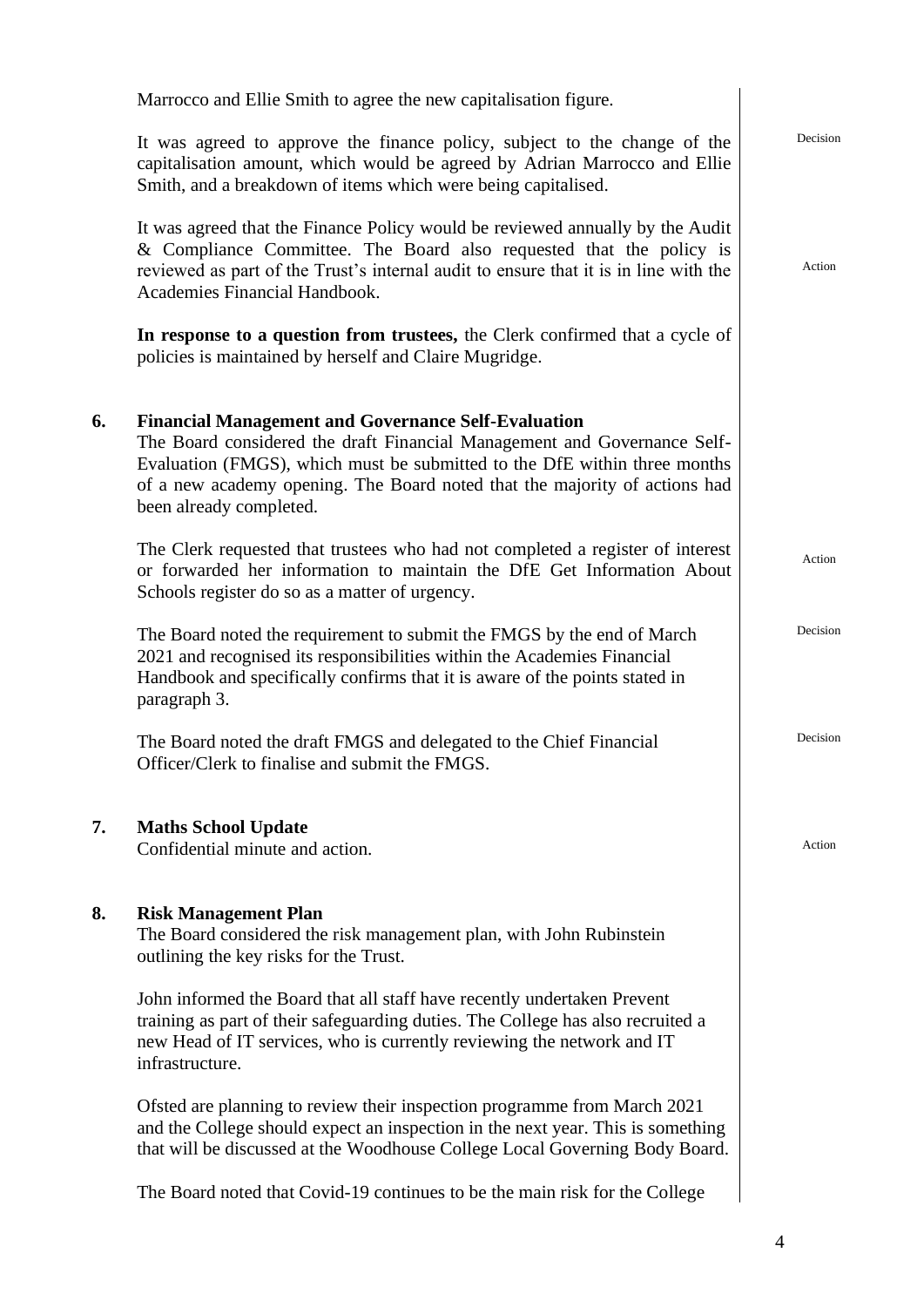Marrocco and Ellie Smith to agree the new capitalisation figure.

It was agreed to approve the finance policy, subject to the change of the capitalisation amount, which would be agreed by Adrian Marrocco and Ellie Smith, and a breakdown of items which were being capitalised. *Decision*

It was agreed that the Finance Policy would be reviewed annually by the Audit & Compliance Committee. The Board also requested that the policy is reviewed as part of the Trust's internal audit to ensure that it is in line with the Academies Financial Handbook. *Action*

**In response to a question from trustees,** the Clerk confirmed that a cycle of policies is maintained by herself and Claire Mugridge.

## 6. Financial Management and Governance Self-Evaluation

The Board considered the draft Financial Management and Governance Self-Evaluation (FMGS), which must be submitted to the DfE within three months of a new academy opening. The Board noted that the majority of actions had been already completed.

The Clerk requested that trustees who had not completed a register of interest or forwarded her information to maintain the DfE Get Information About Schools register do so as a matter of urgency. *Action*

The Board noted the requirement to submit the FMGS by the end of March 2021 and recognised its responsibilities within the Academies Financial Handbook and specifically confirms that it is aware of the points stated in paragraph 3. *Decision*

The Board noted the draft FMGS and delegated to the Chief Financial Officer/Clerk to finalise and submit the FMGS. *Decision*

## 7. Maths School Update

Confidential minute and action. *Action*

## 8. Risk Management Plan

The Board considered the risk management plan, with John Rubinstein outlining the key risks for the Trust.

John informed the Board that all staff have recently undertaken Prevent training as part of their safeguarding duties. The College has also recruited a new Head of IT services, who is currently reviewing the network and IT infrastructure.

Ofsted are planning to review their inspection programme from March 2021 and the College should expect an inspection in the next year. This is something that will be discussed at the Woodhouse College Local Governing Body Board.

The Board noted that Covid-19 continues to be the main risk for the College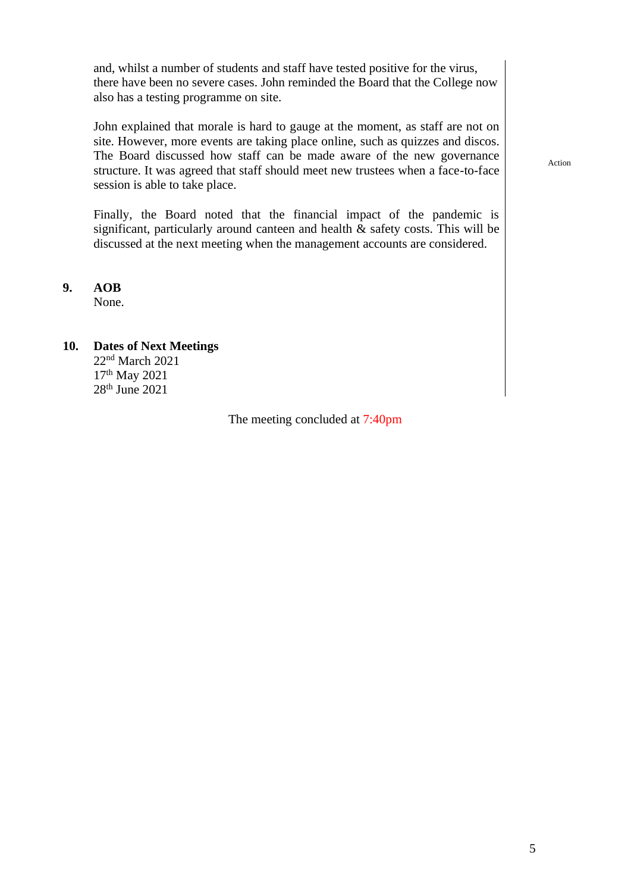and, whilst a number of students and staff have tested positive for the virus, there have been no severe cases. John reminded the Board that the College now also has a testing programme on site.

John explained that morale is hard to gauge at the moment, as staff are not on site. However, more events are taking place online, such as quizzes and discos. The Board discussed how staff can be made aware of the new governance structure. It was agreed that staff should meet new trustees when a face-to-face session is able to take place.

Action

Finally, the Board noted that the financial impact of the pandemic is significant, particularly around canteen and health & safety costs. This will be discussed at the next meeting when the management accounts are considered.

**9. AOB**

None.

**10. Dates of Next Meetings**

22nd March 2021
17th May 2021
28th June 2021

The meeting concluded at 7:40pm